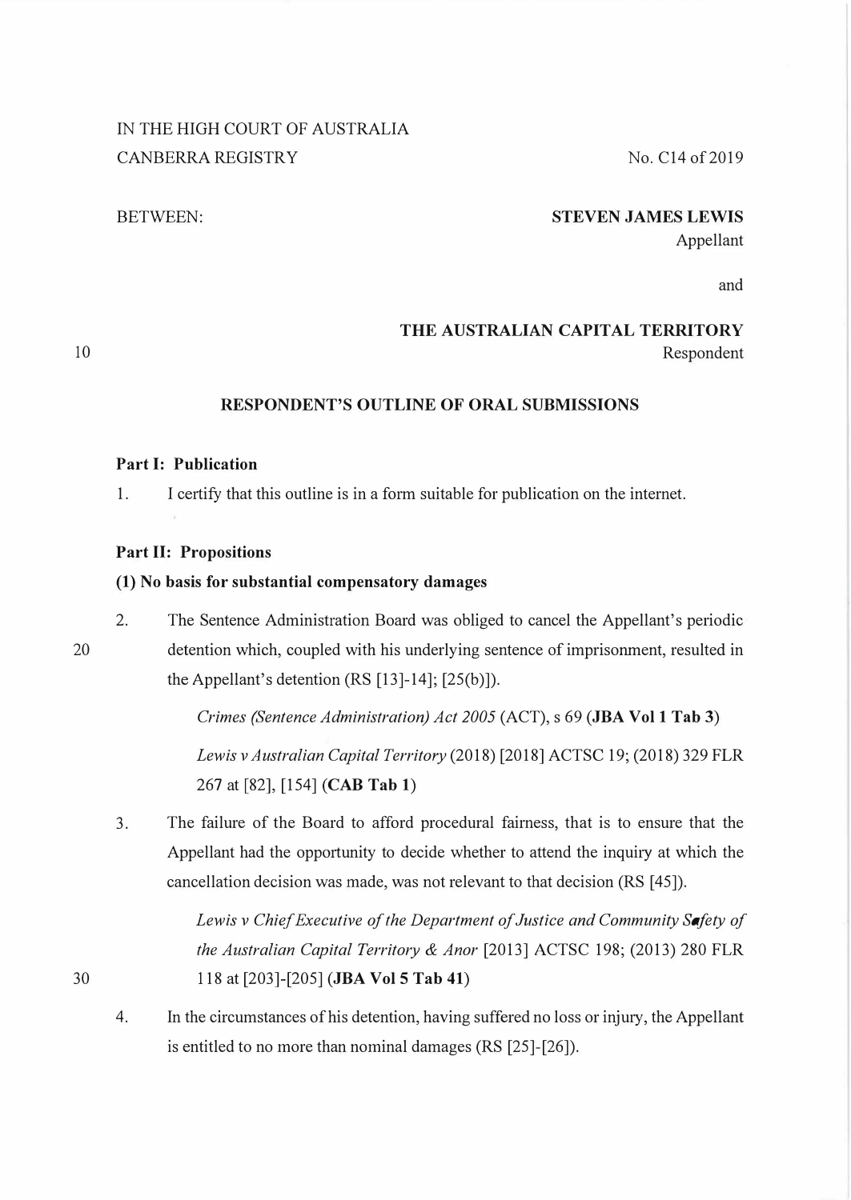IN THE HIGH COURT OF AUSTRALIA
CANBERRA REGISTRY

No. C14 of 2019

BETWEEN:

**STEVEN JAMES LEWIS**
Appellant

and

**THE AUSTRALIAN CAPITAL TERRITORY**
Respondent

## RESPONDENT'S OUTLINE OF ORAL SUBMISSIONS

### Part I: Publication

1. I certify that this outline is in a form suitable for publication on the internet.

### Part II: Propositions

#### (1) No basis for substantial compensatory damages

2. The Sentence Administration Board was obliged to cancel the Appellant's periodic detention which, coupled with his underlying sentence of imprisonment, resulted in the Appellant's detention (RS [13]-14]; [25(b)]).

   *Crimes (Sentence Administration) Act 2005* (ACT), s 69 (**JBA Vol 1 Tab 3**)

   *Lewis v Australian Capital Territory* (2018) [2018] ACTSC 19; (2018) 329 FLR 267 at [82], [154] (**CAB Tab 1**)

3. The failure of the Board to afford procedural fairness, that is to ensure that the Appellant had the opportunity to decide whether to attend the inquiry at which the cancellation decision was made, was not relevant to that decision (RS [45]).

   *Lewis v Chief Executive of the Department of Justice and Community Safety of the Australian Capital Territory & Anor* [2013] ACTSC 198; (2013) 280 FLR 118 at [203]-[205] (**JBA Vol 5 Tab 41**)

4. In the circumstances of his detention, having suffered no loss or injury, the Appellant is entitled to no more than nominal damages (RS [25]-[26]).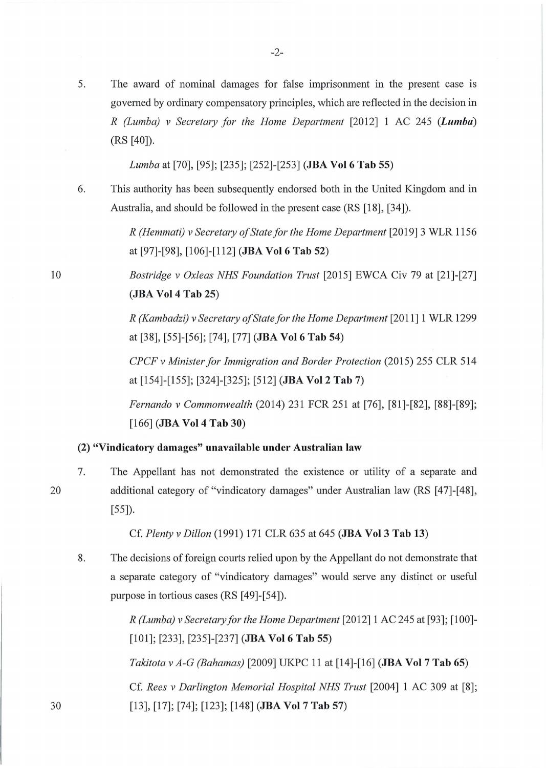5. The award of nominal damages for false imprisonment in the present case is governed by ordinary compensatory principles, which are reflected in the decision in *R (Lumba) v Secretary for the Home Department* [2012] 1 AC 245 (***Lumba***) (RS [40]).

   *Lumba* at [70], [95]; [235]; [252]-[253] **(JBA Vol 6 Tab 55)**

6. This authority has been subsequently endorsed both in the United Kingdom and in Australia, and should be followed in the present case (RS [18], [34]).

   *R (Hemmati) v Secretary of State for the Home Department* [2019] 3 WLR 1156 at [97]-[98], [106]-[112] **(JBA Vol 6 Tab 52)**

   *Bostridge v Oxleas NHS Foundation Trust* [2015] EWCA Civ 79 at [21]-[27] **(JBA Vol 4 Tab 25)**

   *R (Kambadzi) v Secretary of State for the Home Department* [2011] 1 WLR 1299 at [38], [55]-[56]; [74], [77] **(JBA Vol 6 Tab 54)**

   *CPCF v Minister for Immigration and Border Protection* (2015) 255 CLR 514 at [154]-[155]; [324]-[325]; [512] **(JBA Vol 2 Tab 7)**

   *Fernando v Commonwealth* (2014) 231 FCR 251 at [76], [81]-[82], [88]-[89]; [166] **(JBA Vol 4 Tab 30)**

### (2) "Vindicatory damages" unavailable under Australian law

7. The Appellant has not demonstrated the existence or utility of a separate and additional category of "vindicatory damages" under Australian law (RS [47]-[48], [55]).

   Cf. *Plenty v Dillon* (1991) 171 CLR 635 at 645 **(JBA Vol 3 Tab 13)**

8. The decisions of foreign courts relied upon by the Appellant do not demonstrate that a separate category of "vindicatory damages" would serve any distinct or useful purpose in tortious cases (RS [49]-[54]).

   *R (Lumba) v Secretary for the Home Department* [2012] 1 AC 245 at [93]; [100]-[101]; [233], [235]-[237] **(JBA Vol 6 Tab 55)**

   *Takitota v A-G (Bahamas)* [2009] UKPC 11 at [14]-[16] **(JBA Vol 7 Tab 65)**

   Cf. *Rees v Darlington Memorial Hospital NHS Trust* [2004] 1 AC 309 at [8]; [13], [17]; [74]; [123]; [148] **(JBA Vol 7 Tab 57)**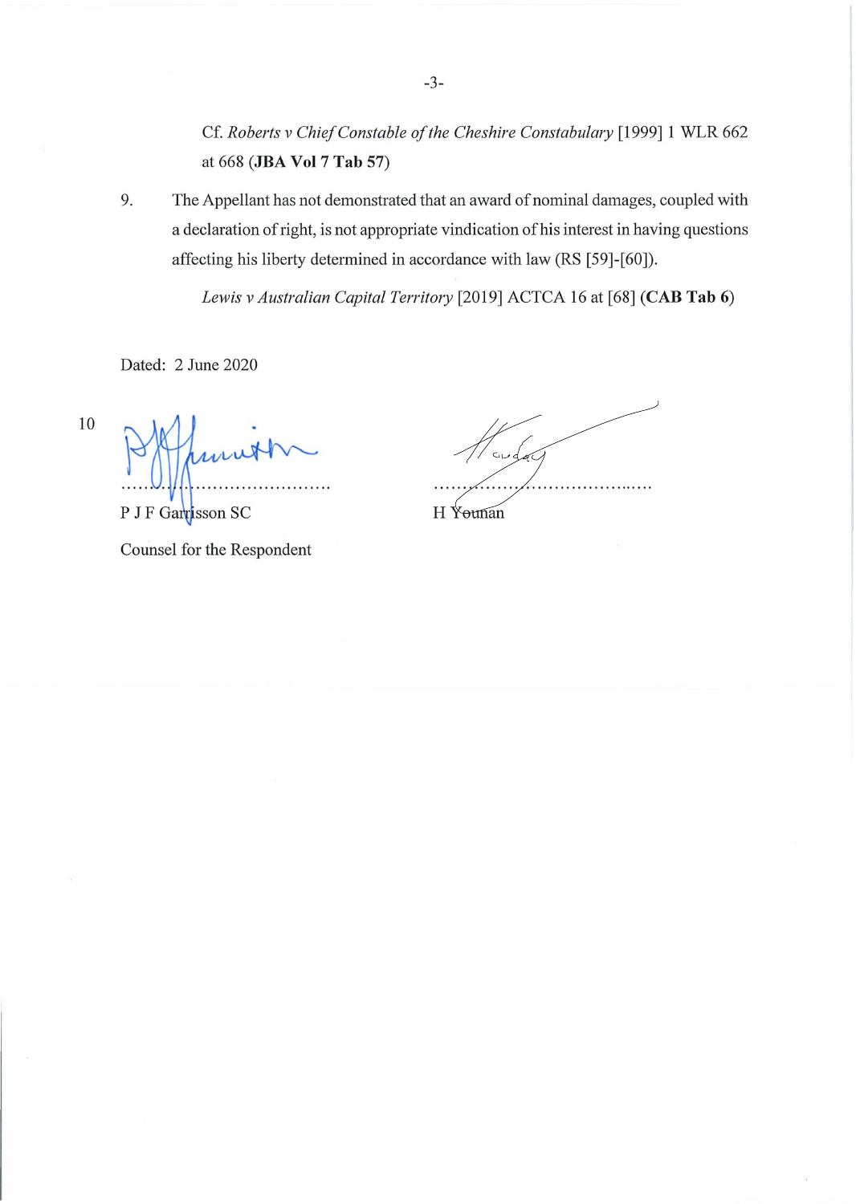Cf. *Roberts v Chief Constable of the Cheshire Constabulary* [1999] 1 WLR 662 at 668 (**JBA Vol 7 Tab 57**)

9. The Appellant has not demonstrated that an award of nominal damages, coupled with a declaration of right, is not appropriate vindication of his interest in having questions affecting his liberty determined in accordance with law (RS [59]-[60]).

   *Lewis v Australian Capital Territory* [2019] ACTCA 16 at [68] (**CAB Tab 6**)

Dated: 2 June 2020

10

..........................................
P J F Garrisson SC

Counsel for the Respondent

..........................................
H Younan